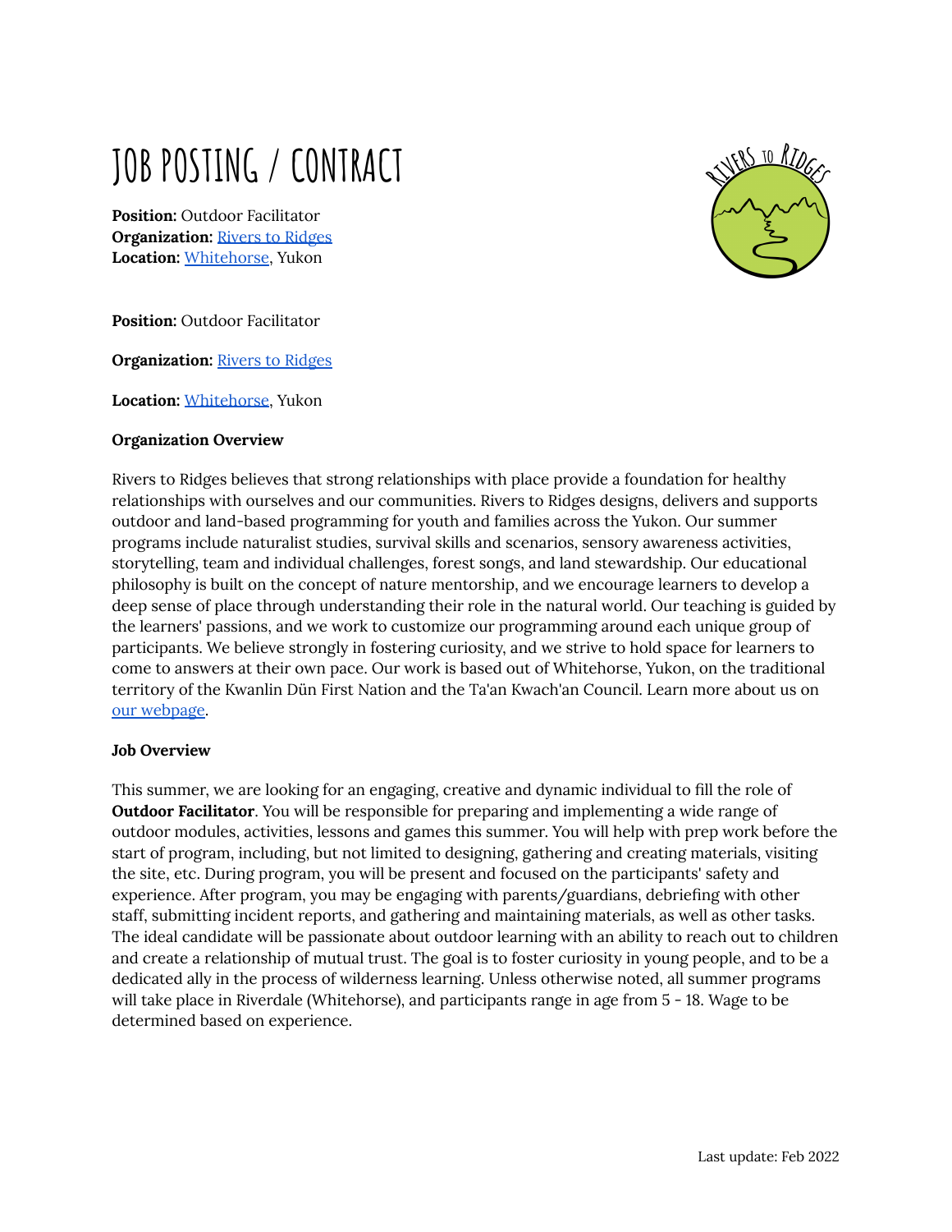# JOB POSTING / CONTRACT

**Position:** Outdoor Facilitator
**Organization:** Rivers to Ridges
**Location:** Whitehorse, Yukon

**Position:** Outdoor Facilitator

**Organization:** Rivers to Ridges

**Location:** Whitehorse, Yukon

**Organization Overview**

Rivers to Ridges believes that strong relationships with place provide a foundation for healthy relationships with ourselves and our communities. Rivers to Ridges designs, delivers and supports outdoor and land-based programming for youth and families across the Yukon. Our summer programs include naturalist studies, survival skills and scenarios, sensory awareness activities, storytelling, team and individual challenges, forest songs, and land stewardship. Our educational philosophy is built on the concept of nature mentorship, and we encourage learners to develop a deep sense of place through understanding their role in the natural world. Our teaching is guided by the learners' passions, and we work to customize our programming around each unique group of participants. We believe strongly in fostering curiosity, and we strive to hold space for learners to come to answers at their own pace. Our work is based out of Whitehorse, Yukon, on the traditional territory of the Kwanlin Dün First Nation and the Ta'an Kwach'an Council. Learn more about us on our webpage.

**Job Overview**

This summer, we are looking for an engaging, creative and dynamic individual to fill the role of **Outdoor Facilitator**. You will be responsible for preparing and implementing a wide range of outdoor modules, activities, lessons and games this summer. You will help with prep work before the start of program, including, but not limited to designing, gathering and creating materials, visiting the site, etc. During program, you will be present and focused on the participants' safety and experience. After program, you may be engaging with parents/guardians, debriefing with other staff, submitting incident reports, and gathering and maintaining materials, as well as other tasks. The ideal candidate will be passionate about outdoor learning with an ability to reach out to children and create a relationship of mutual trust. The goal is to foster curiosity in young people, and to be a dedicated ally in the process of wilderness learning. Unless otherwise noted, all summer programs will take place in Riverdale (Whitehorse), and participants range in age from 5 - 18. Wage to be determined based on experience.

Last update: Feb 2022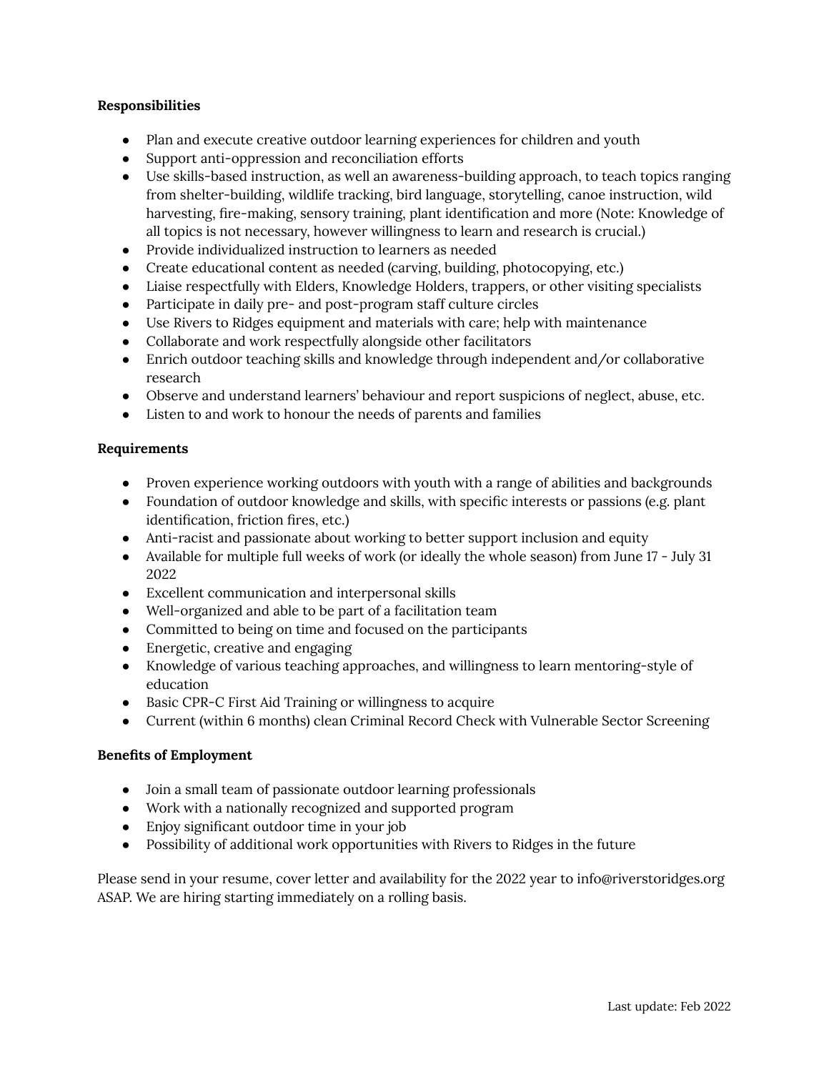**Responsibilities**

- Plan and execute creative outdoor learning experiences for children and youth
- Support anti-oppression and reconciliation efforts
- Use skills-based instruction, as well an awareness-building approach, to teach topics ranging from shelter-building, wildlife tracking, bird language, storytelling, canoe instruction, wild harvesting, fire-making, sensory training, plant identification and more (Note: Knowledge of all topics is not necessary, however willingness to learn and research is crucial.)
- Provide individualized instruction to learners as needed
- Create educational content as needed (carving, building, photocopying, etc.)
- Liaise respectfully with Elders, Knowledge Holders, trappers, or other visiting specialists
- Participate in daily pre- and post-program staff culture circles
- Use Rivers to Ridges equipment and materials with care; help with maintenance
- Collaborate and work respectfully alongside other facilitators
- Enrich outdoor teaching skills and knowledge through independent and/or collaborative research
- Observe and understand learners' behaviour and report suspicions of neglect, abuse, etc.
- Listen to and work to honour the needs of parents and families

**Requirements**

- Proven experience working outdoors with youth with a range of abilities and backgrounds
- Foundation of outdoor knowledge and skills, with specific interests or passions (e.g. plant identification, friction fires, etc.)
- Anti-racist and passionate about working to better support inclusion and equity
- Available for multiple full weeks of work (or ideally the whole season) from June 17 - July 31 2022
- Excellent communication and interpersonal skills
- Well-organized and able to be part of a facilitation team
- Committed to being on time and focused on the participants
- Energetic, creative and engaging
- Knowledge of various teaching approaches, and willingness to learn mentoring-style of education
- Basic CPR-C First Aid Training or willingness to acquire
- Current (within 6 months) clean Criminal Record Check with Vulnerable Sector Screening

**Benefits of Employment**

- Join a small team of passionate outdoor learning professionals
- Work with a nationally recognized and supported program
- Enjoy significant outdoor time in your job
- Possibility of additional work opportunities with Rivers to Ridges in the future

Please send in your resume, cover letter and availability for the 2022 year to info@riverstoridges.org ASAP. We are hiring starting immediately on a rolling basis.

Last update: Feb 2022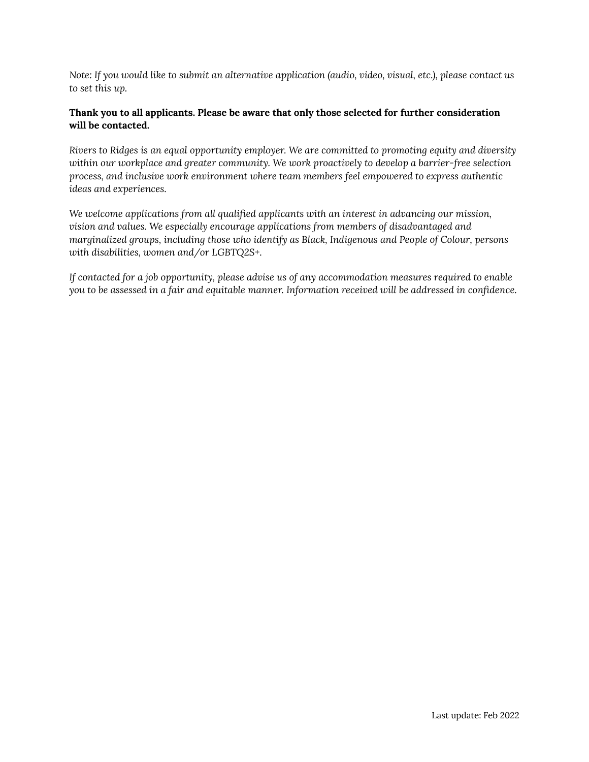*Note: If you would like to submit an alternative application (audio, video, visual, etc.), please contact us to set this up.*

**Thank you to all applicants. Please be aware that only those selected for further consideration will be contacted.**

*Rivers to Ridges is an equal opportunity employer. We are committed to promoting equity and diversity within our workplace and greater community. We work proactively to develop a barrier-free selection process, and inclusive work environment where team members feel empowered to express authentic ideas and experiences.*

*We welcome applications from all qualified applicants with an interest in advancing our mission, vision and values. We especially encourage applications from members of disadvantaged and marginalized groups, including those who identify as Black, Indigenous and People of Colour, persons with disabilities, women and/or LGBTQ2S+.*

*If contacted for a job opportunity, please advise us of any accommodation measures required to enable you to be assessed in a fair and equitable manner. Information received will be addressed in confidence.*

Last update: Feb 2022